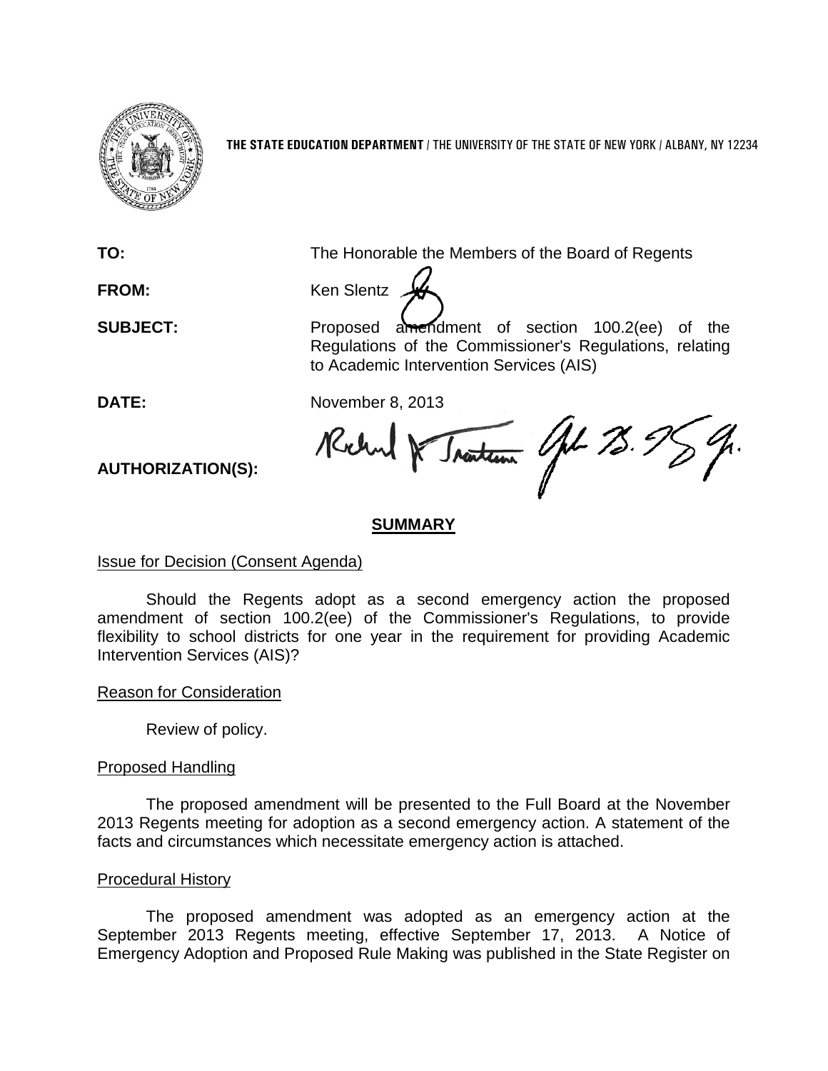**THE STATE EDUCATION DEPARTMENT** / THE UNIVERSITY OF THE STATE OF NEW YORK / ALBANY, NY 12234

**TO:** The Honorable the Members of the Board of Regents

**FROM:** Ken Slentz

**SUBJECT:** Proposed amendment of section 100.2(ee) of the Regulations of the Commissioner's Regulations, relating to Academic Intervention Services (AIS)

**DATE:** November 8, 2013

**AUTHORIZATION(S):**

## SUMMARY

Issue for Decision (Consent Agenda)

Should the Regents adopt as a second emergency action the proposed amendment of section 100.2(ee) of the Commissioner's Regulations, to provide flexibility to school districts for one year in the requirement for providing Academic Intervention Services (AIS)?

Reason for Consideration

Review of policy.

Proposed Handling

The proposed amendment will be presented to the Full Board at the November 2013 Regents meeting for adoption as a second emergency action. A statement of the facts and circumstances which necessitate emergency action is attached.

Procedural History

The proposed amendment was adopted as an emergency action at the September 2013 Regents meeting, effective September 17, 2013. A Notice of Emergency Adoption and Proposed Rule Making was published in the State Register on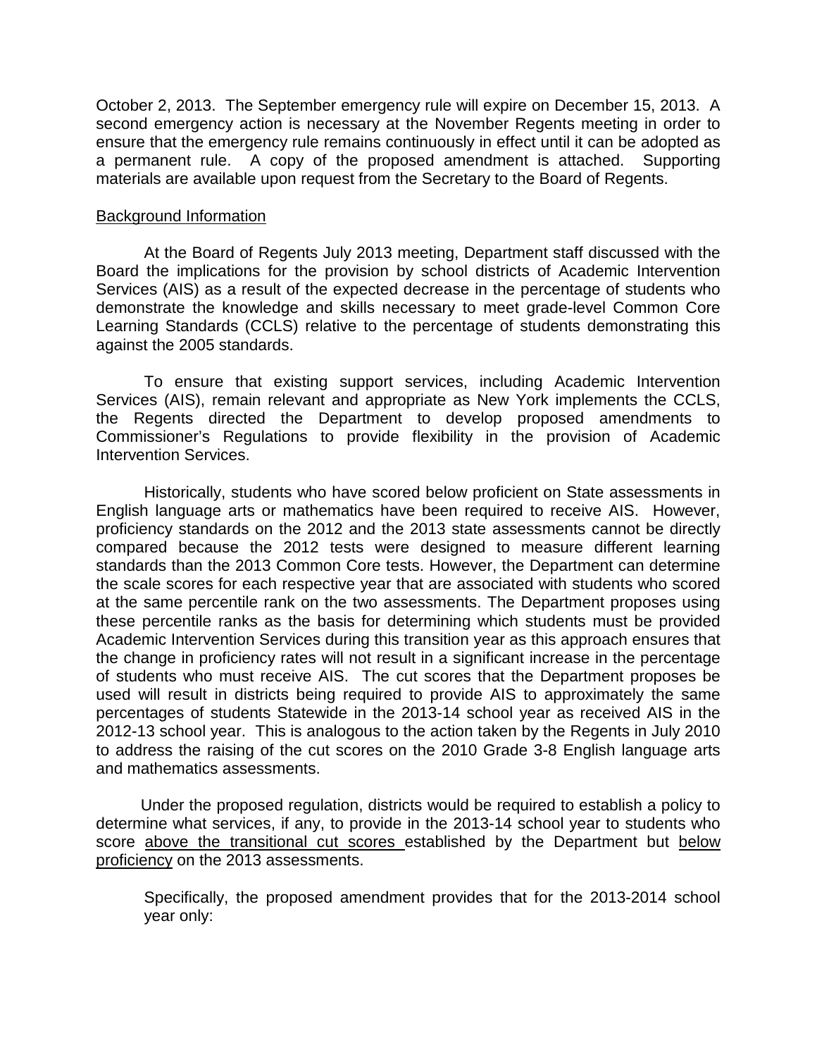October 2, 2013. The September emergency rule will expire on December 15, 2013. A second emergency action is necessary at the November Regents meeting in order to ensure that the emergency rule remains continuously in effect until it can be adopted as a permanent rule. A copy of the proposed amendment is attached. Supporting materials are available upon request from the Secretary to the Board of Regents.

<u>Background Information</u>

At the Board of Regents July 2013 meeting, Department staff discussed with the Board the implications for the provision by school districts of Academic Intervention Services (AIS) as a result of the expected decrease in the percentage of students who demonstrate the knowledge and skills necessary to meet grade-level Common Core Learning Standards (CCLS) relative to the percentage of students demonstrating this against the 2005 standards.

To ensure that existing support services, including Academic Intervention Services (AIS), remain relevant and appropriate as New York implements the CCLS, the Regents directed the Department to develop proposed amendments to Commissioner's Regulations to provide flexibility in the provision of Academic Intervention Services.

Historically, students who have scored below proficient on State assessments in English language arts or mathematics have been required to receive AIS. However, proficiency standards on the 2012 and the 2013 state assessments cannot be directly compared because the 2012 tests were designed to measure different learning standards than the 2013 Common Core tests. However, the Department can determine the scale scores for each respective year that are associated with students who scored at the same percentile rank on the two assessments. The Department proposes using these percentile ranks as the basis for determining which students must be provided Academic Intervention Services during this transition year as this approach ensures that the change in proficiency rates will not result in a significant increase in the percentage of students who must receive AIS. The cut scores that the Department proposes be used will result in districts being required to provide AIS to approximately the same percentages of students Statewide in the 2013-14 school year as received AIS in the 2012-13 school year. This is analogous to the action taken by the Regents in July 2010 to address the raising of the cut scores on the 2010 Grade 3-8 English language arts and mathematics assessments.

Under the proposed regulation, districts would be required to establish a policy to determine what services, if any, to provide in the 2013-14 school year to students who score <u>above the transitional cut scores</u> established by the Department but <u>below proficiency</u> on the 2013 assessments.

Specifically, the proposed amendment provides that for the 2013-2014 school year only: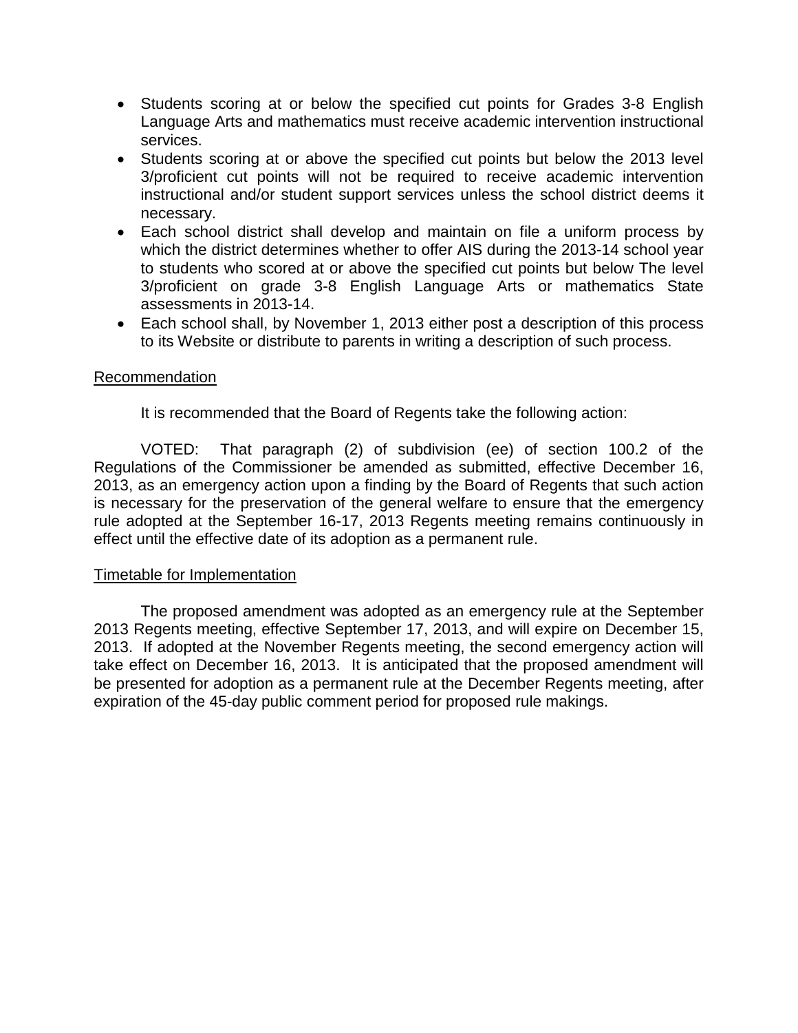- Students scoring at or below the specified cut points for Grades 3-8 English Language Arts and mathematics must receive academic intervention instructional services.
- Students scoring at or above the specified cut points but below the 2013 level 3/proficient cut points will not be required to receive academic intervention instructional and/or student support services unless the school district deems it necessary.
- Each school district shall develop and maintain on file a uniform process by which the district determines whether to offer AIS during the 2013-14 school year to students who scored at or above the specified cut points but below The level 3/proficient on grade 3-8 English Language Arts or mathematics State assessments in 2013-14.
- Each school shall, by November 1, 2013 either post a description of this process to its Website or distribute to parents in writing a description of such process.

## Recommendation

It is recommended that the Board of Regents take the following action:

VOTED: That paragraph (2) of subdivision (ee) of section 100.2 of the Regulations of the Commissioner be amended as submitted, effective December 16, 2013, as an emergency action upon a finding by the Board of Regents that such action is necessary for the preservation of the general welfare to ensure that the emergency rule adopted at the September 16-17, 2013 Regents meeting remains continuously in effect until the effective date of its adoption as a permanent rule.

## Timetable for Implementation

The proposed amendment was adopted as an emergency rule at the September 2013 Regents meeting, effective September 17, 2013, and will expire on December 15, 2013. If adopted at the November Regents meeting, the second emergency action will take effect on December 16, 2013. It is anticipated that the proposed amendment will be presented for adoption as a permanent rule at the December Regents meeting, after expiration of the 45-day public comment period for proposed rule makings.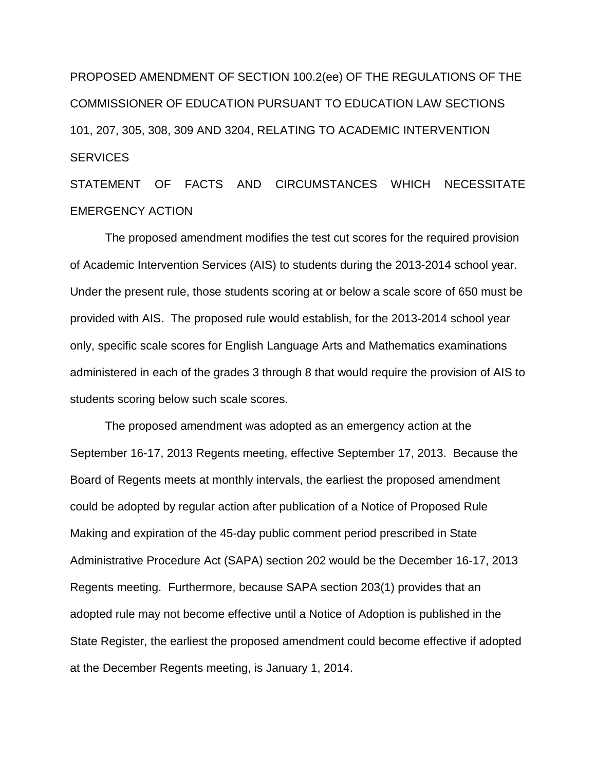PROPOSED AMENDMENT OF SECTION 100.2(ee) OF THE REGULATIONS OF THE COMMISSIONER OF EDUCATION PURSUANT TO EDUCATION LAW SECTIONS 101, 207, 305, 308, 309 AND 3204, RELATING TO ACADEMIC INTERVENTION SERVICES

STATEMENT OF FACTS AND CIRCUMSTANCES WHICH NECESSITATE EMERGENCY ACTION

The proposed amendment modifies the test cut scores for the required provision of Academic Intervention Services (AIS) to students during the 2013-2014 school year. Under the present rule, those students scoring at or below a scale score of 650 must be provided with AIS. The proposed rule would establish, for the 2013-2014 school year only, specific scale scores for English Language Arts and Mathematics examinations administered in each of the grades 3 through 8 that would require the provision of AIS to students scoring below such scale scores.

The proposed amendment was adopted as an emergency action at the September 16-17, 2013 Regents meeting, effective September 17, 2013. Because the Board of Regents meets at monthly intervals, the earliest the proposed amendment could be adopted by regular action after publication of a Notice of Proposed Rule Making and expiration of the 45-day public comment period prescribed in State Administrative Procedure Act (SAPA) section 202 would be the December 16-17, 2013 Regents meeting. Furthermore, because SAPA section 203(1) provides that an adopted rule may not become effective until a Notice of Adoption is published in the State Register, the earliest the proposed amendment could become effective if adopted at the December Regents meeting, is January 1, 2014.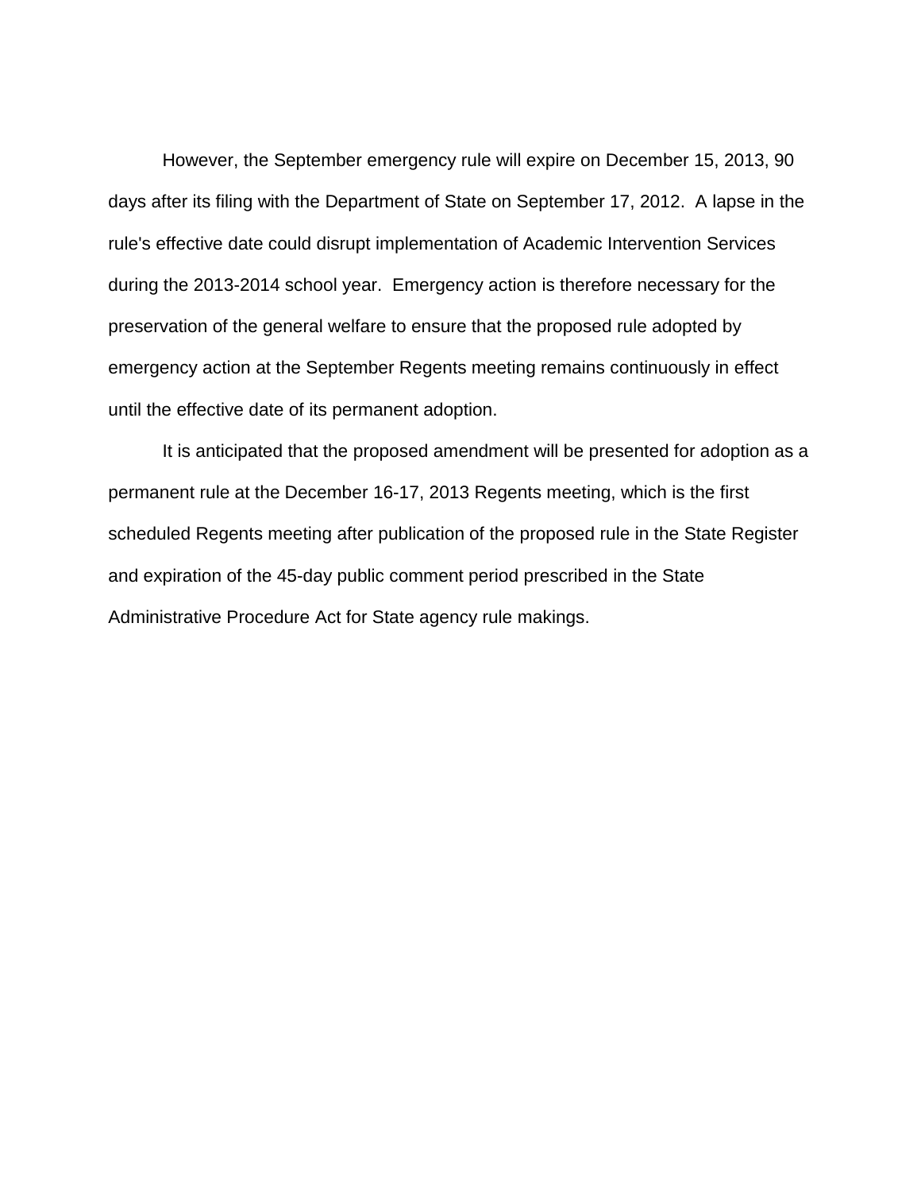However, the September emergency rule will expire on December 15, 2013, 90 days after its filing with the Department of State on September 17, 2012. A lapse in the rule's effective date could disrupt implementation of Academic Intervention Services during the 2013-2014 school year. Emergency action is therefore necessary for the preservation of the general welfare to ensure that the proposed rule adopted by emergency action at the September Regents meeting remains continuously in effect until the effective date of its permanent adoption.

It is anticipated that the proposed amendment will be presented for adoption as a permanent rule at the December 16-17, 2013 Regents meeting, which is the first scheduled Regents meeting after publication of the proposed rule in the State Register and expiration of the 45-day public comment period prescribed in the State Administrative Procedure Act for State agency rule makings.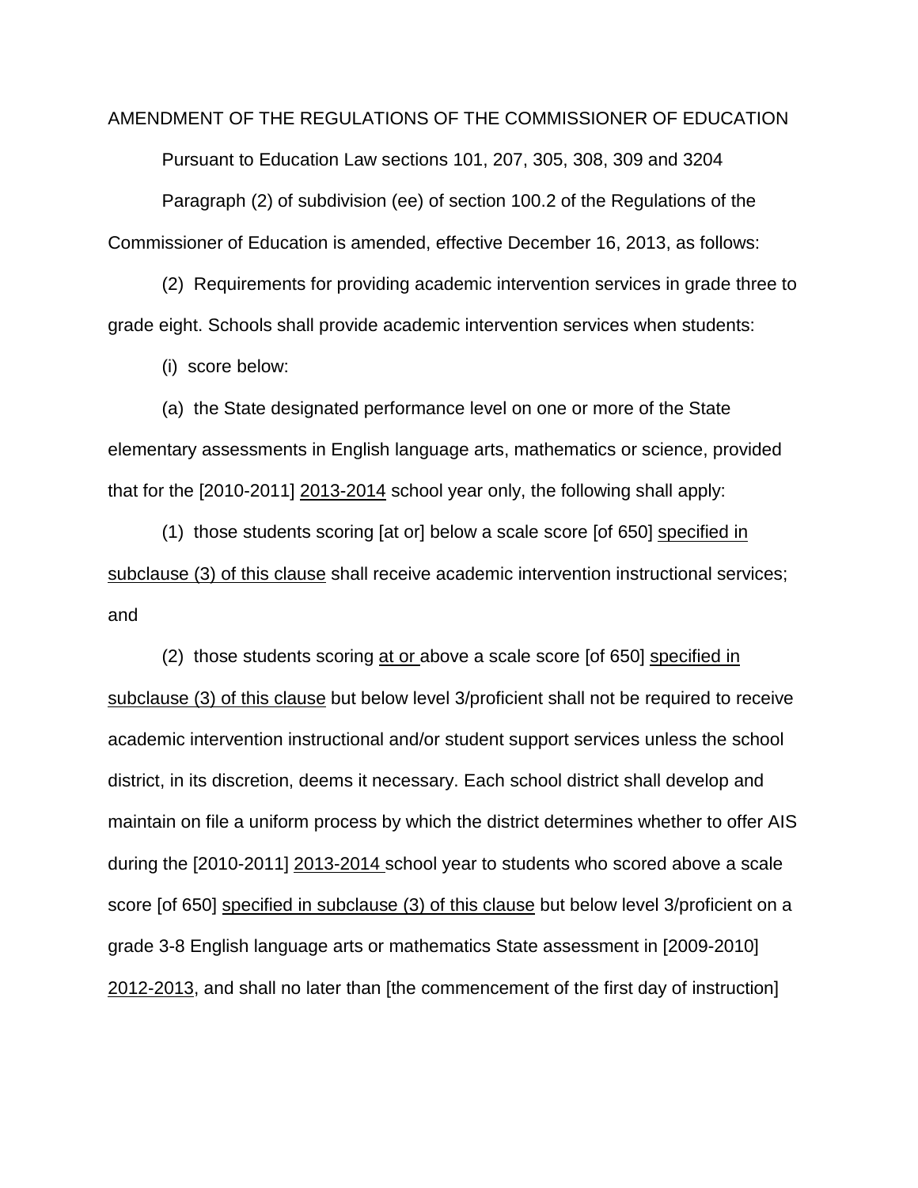AMENDMENT OF THE REGULATIONS OF THE COMMISSIONER OF EDUCATION

Pursuant to Education Law sections 101, 207, 305, 308, 309 and 3204

Paragraph (2) of subdivision (ee) of section 100.2 of the Regulations of the Commissioner of Education is amended, effective December 16, 2013, as follows:

(2) Requirements for providing academic intervention services in grade three to grade eight. Schools shall provide academic intervention services when students:

(i) score below:

(a) the State designated performance level on one or more of the State elementary assessments in English language arts, mathematics or science, provided that for the [2010-2011] 2013-2014 school year only, the following shall apply:

(1) those students scoring [at or] below a scale score [of 650] specified in subclause (3) of this clause shall receive academic intervention instructional services; and

(2) those students scoring at or above a scale score [of 650] specified in subclause (3) of this clause but below level 3/proficient shall not be required to receive academic intervention instructional and/or student support services unless the school district, in its discretion, deems it necessary. Each school district shall develop and maintain on file a uniform process by which the district determines whether to offer AIS during the [2010-2011] 2013-2014 school year to students who scored above a scale score [of 650] specified in subclause (3) of this clause but below level 3/proficient on a grade 3-8 English language arts or mathematics State assessment in [2009-2010] 2012-2013, and shall no later than [the commencement of the first day of instruction]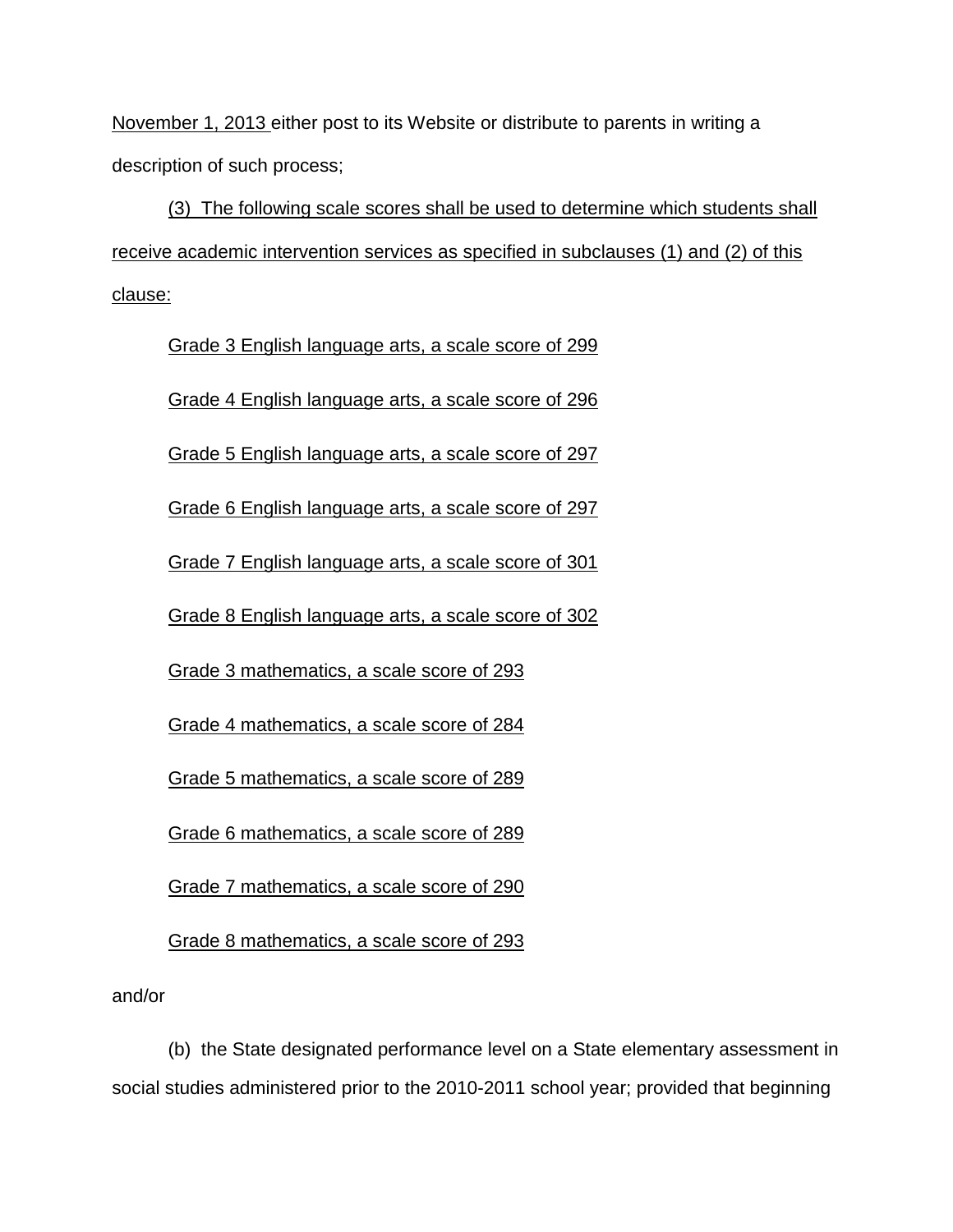November 1, 2013 either post to its Website or distribute to parents in writing a description of such process;

(3) The following scale scores shall be used to determine which students shall receive academic intervention services as specified in subclauses (1) and (2) of this clause:

Grade 3 English language arts, a scale score of 299

Grade 4 English language arts, a scale score of 296

Grade 5 English language arts, a scale score of 297

Grade 6 English language arts, a scale score of 297

Grade 7 English language arts, a scale score of 301

Grade 8 English language arts, a scale score of 302

Grade 3 mathematics, a scale score of 293

Grade 4 mathematics, a scale score of 284

Grade 5 mathematics, a scale score of 289

Grade 6 mathematics, a scale score of 289

Grade 7 mathematics, a scale score of 290

Grade 8 mathematics, a scale score of 293

and/or

(b) the State designated performance level on a State elementary assessment in social studies administered prior to the 2010-2011 school year; provided that beginning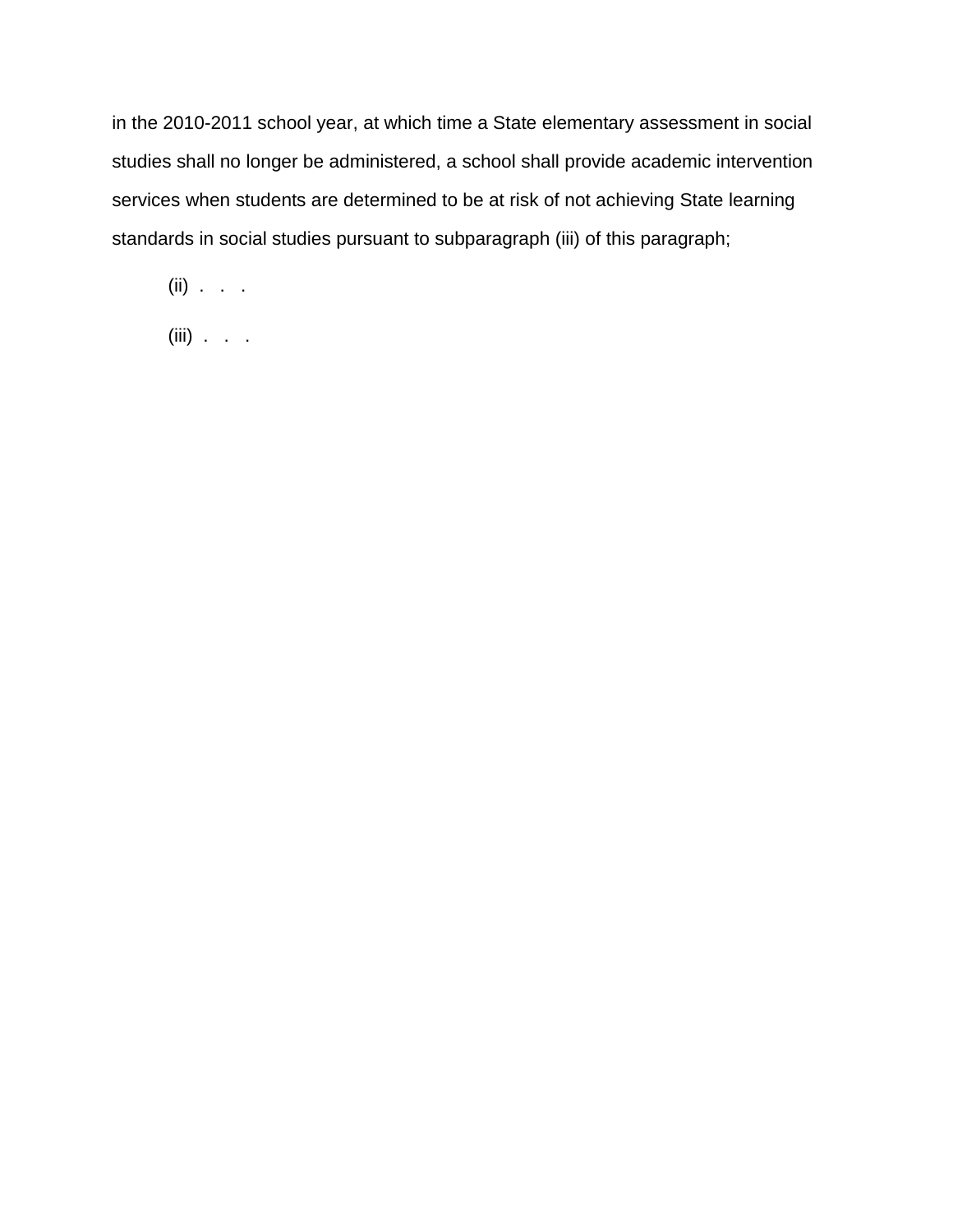in the 2010-2011 school year, at which time a State elementary assessment in social studies shall no longer be administered, a school shall provide academic intervention services when students are determined to be at risk of not achieving State learning standards in social studies pursuant to subparagraph (iii) of this paragraph;

(ii) . . .

(iii) . . .